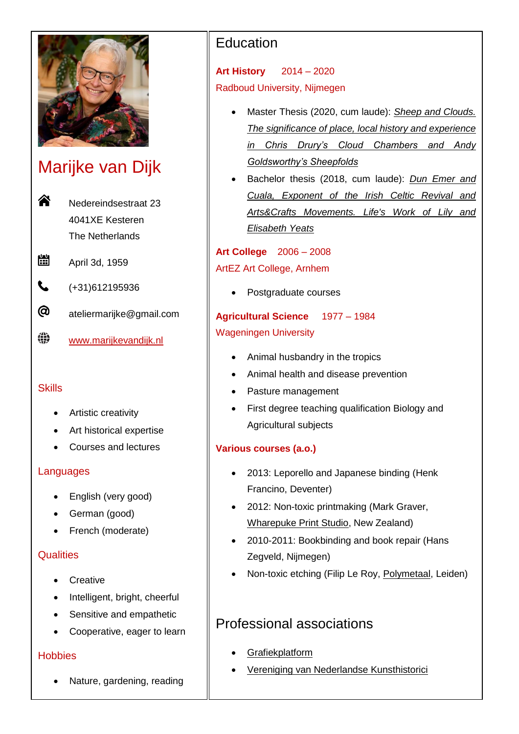# Marijke van Dijk

Nedereindsestraat 23
4041XE Kesteren
The Netherlands

April 3d, 1959

(+31)612195936

ateliermarijke@gmail.com

www.marijkevandijk.nl

## Skills

- Artistic creativity
- Art historical expertise
- Courses and lectures

## Languages

- English (very good)
- German (good)
- French (moderate)

## Qualities

- Creative
- Intelligent, bright, cheerful
- Sensitive and empathetic
- Cooperative, eager to learn

## Hobbies

- Nature, gardening, reading

# Education

**Art History** 2014 – 2020
Radboud University, Nijmegen

- Master Thesis (2020, cum laude): *Sheep and Clouds. The significance of place, local history and experience in Chris Drury's Cloud Chambers and Andy Goldsworthy's Sheepfolds*
- Bachelor thesis (2018, cum laude): *Dun Emer and Cuala, Exponent of the Irish Celtic Revival and Arts&Crafts Movements. Life's Work of Lily and Elisabeth Yeats*

**Art College** 2006 – 2008
ArtEZ Art College, Arnhem

- Postgraduate courses

**Agricultural Science** 1977 – 1984
Wageningen University

- Animal husbandry in the tropics
- Animal health and disease prevention
- Pasture management
- First degree teaching qualification Biology and Agricultural subjects

**Various courses (a.o.)**

- 2013: Leporello and Japanese binding (Henk Francino, Deventer)
- 2012: Non-toxic printmaking (Mark Graver, Wharepuke Print Studio, New Zealand)
- 2010-2011: Bookbinding and book repair (Hans Zegveld, Nijmegen)
- Non-toxic etching (Filip Le Roy, Polymetaal, Leiden)

# Professional associations

- Grafiekplatform
- Vereniging van Nederlandse Kunsthistorici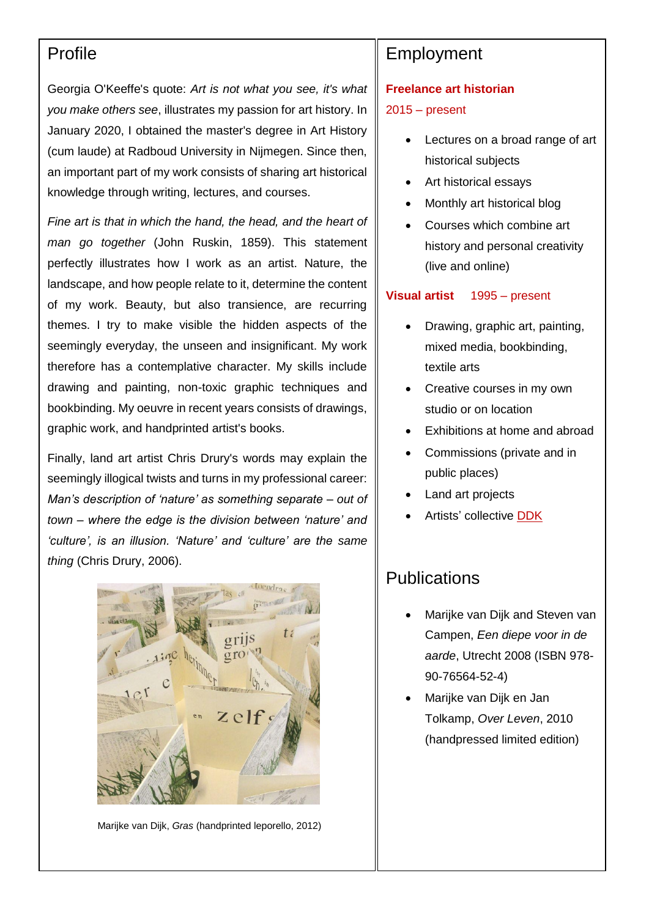## Profile

Georgia O'Keeffe's quote: *Art is not what you see, it's what you make others see*, illustrates my passion for art history. In January 2020, I obtained the master's degree in Art History (cum laude) at Radboud University in Nijmegen. Since then, an important part of my work consists of sharing art historical knowledge through writing, lectures, and courses.

*Fine art is that in which the hand, the head, and the heart of man go together* (John Ruskin, 1859). This statement perfectly illustrates how I work as an artist. Nature, the landscape, and how people relate to it, determine the content of my work. Beauty, but also transience, are recurring themes. I try to make visible the hidden aspects of the seemingly everyday, the unseen and insignificant. My work therefore has a contemplative character. My skills include drawing and painting, non-toxic graphic techniques and bookbinding. My oeuvre in recent years consists of drawings, graphic work, and handprinted artist's books.

Finally, land art artist Chris Drury's words may explain the seemingly illogical twists and turns in my professional career: *Man's description of 'nature' as something separate – out of town – where the edge is the division between 'nature' and 'culture', is an illusion. 'Nature' and 'culture' are the same thing* (Chris Drury, 2006).

Marijke van Dijk, *Gras* (handprinted leporello, 2012)

## Employment

**Freelance art historian**
2015 – present

- Lectures on a broad range of art historical subjects
- Art historical essays
- Monthly art historical blog
- Courses which combine art history and personal creativity (live and online)

**Visual artist** 1995 – present

- Drawing, graphic art, painting, mixed media, bookbinding, textile arts
- Creative courses in my own studio or on location
- Exhibitions at home and abroad
- Commissions (private and in public places)
- Land art projects
- Artists' collective DDK

## Publications

- Marijke van Dijk and Steven van Campen, *Een diepe voor in de aarde*, Utrecht 2008 (ISBN 978-90-76564-52-4)
- Marijke van Dijk en Jan Tolkamp, *Over Leven*, 2010 (handpressed limited edition)